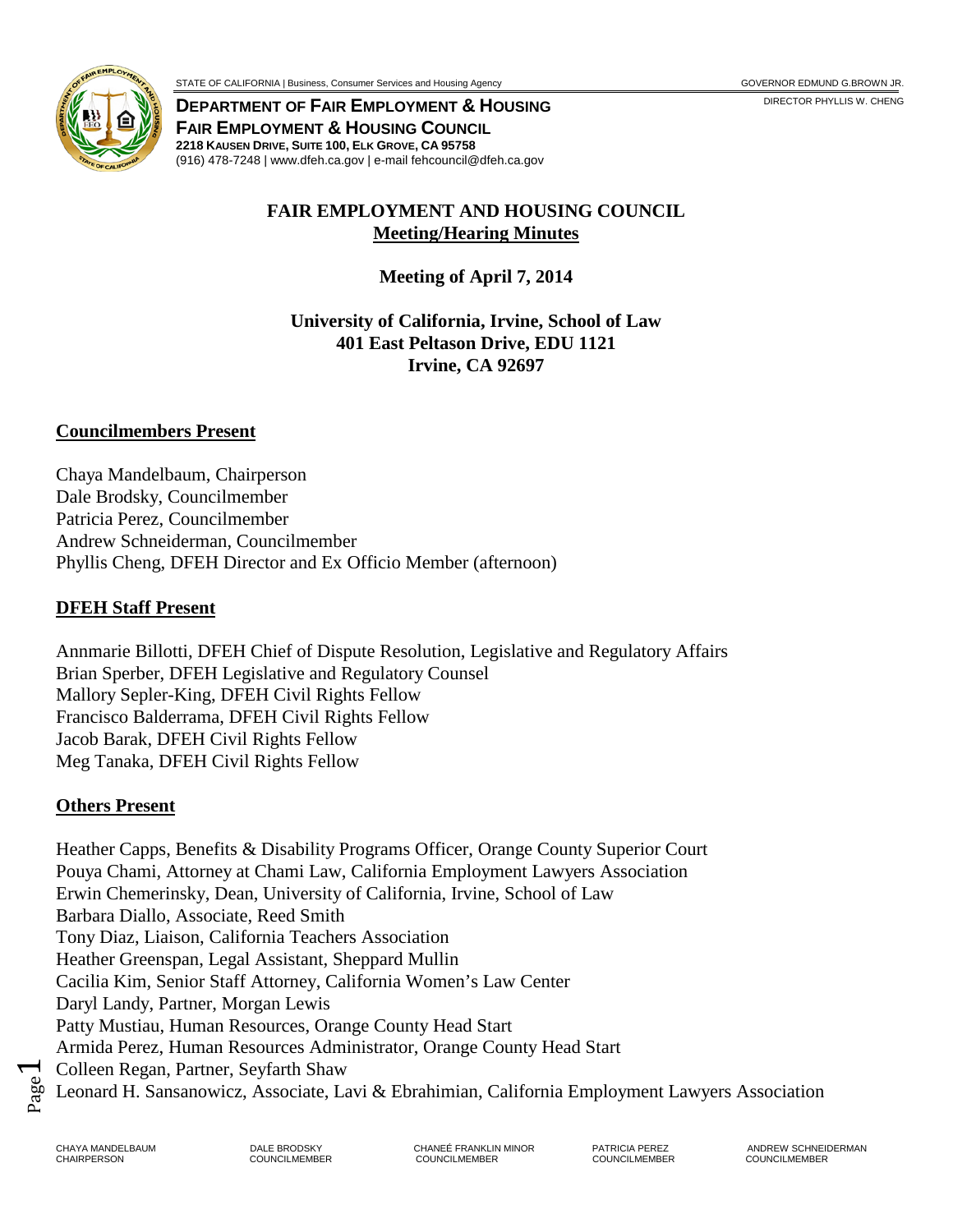STATE OF CALIFORNIA | Business, Consumer Services and Housing Agency GOVERNOR EDMUND G.BROWN JR.

**DEPARTMENT OF FAIR EMPLOYMENT & HOUSING** DIRECTOR PHYLLIS W. CHENG

**FAIR EMPLOYMENT & HOUSING COUNCIL**
**2218 KAUSEN DRIVE, SUITE 100, ELK GROVE, CA 95758**
(916) 478-7248 | www.dfeh.ca.gov | e-mail fehcouncil@dfeh.ca.gov

# FAIR EMPLOYMENT AND HOUSING COUNCIL
## Meeting/Hearing Minutes

**Meeting of April 7, 2014**

**University of California, Irvine, School of Law**
**401 East Peltason Drive, EDU 1121**
**Irvine, CA 92697**

## Councilmembers Present

Chaya Mandelbaum, Chairperson
Dale Brodsky, Councilmember
Patricia Perez, Councilmember
Andrew Schneiderman, Councilmember
Phyllis Cheng, DFEH Director and Ex Officio Member (afternoon)

## DFEH Staff Present

Annmarie Billotti, DFEH Chief of Dispute Resolution, Legislative and Regulatory Affairs
Brian Sperber, DFEH Legislative and Regulatory Counsel
Mallory Sepler-King, DFEH Civil Rights Fellow
Francisco Balderrama, DFEH Civil Rights Fellow
Jacob Barak, DFEH Civil Rights Fellow
Meg Tanaka, DFEH Civil Rights Fellow

## Others Present

Heather Capps, Benefits & Disability Programs Officer, Orange County Superior Court
Pouya Chami, Attorney at Chami Law, California Employment Lawyers Association
Erwin Chemerinsky, Dean, University of California, Irvine, School of Law
Barbara Diallo, Associate, Reed Smith
Tony Diaz, Liaison, California Teachers Association
Heather Greenspan, Legal Assistant, Sheppard Mullin
Cacilia Kim, Senior Staff Attorney, California Women's Law Center
Daryl Landy, Partner, Morgan Lewis
Patty Mustiau, Human Resources, Orange County Head Start
Armida Perez, Human Resources Administrator, Orange County Head Start
Colleen Regan, Partner, Seyfarth Shaw
Leonard H. Sansanowicz, Associate, Lavi & Ebrahimian, California Employment Lawyers Association

CHAYA MANDELBAUM CHAIRPERSON | DALE BRODSKY COUNCILMEMBER | CHANEÉ FRANKLIN MINOR COUNCILMEMBER | PATRICIA PEREZ COUNCILMEMBER | ANDREW SCHNEIDERMAN COUNCILMEMBER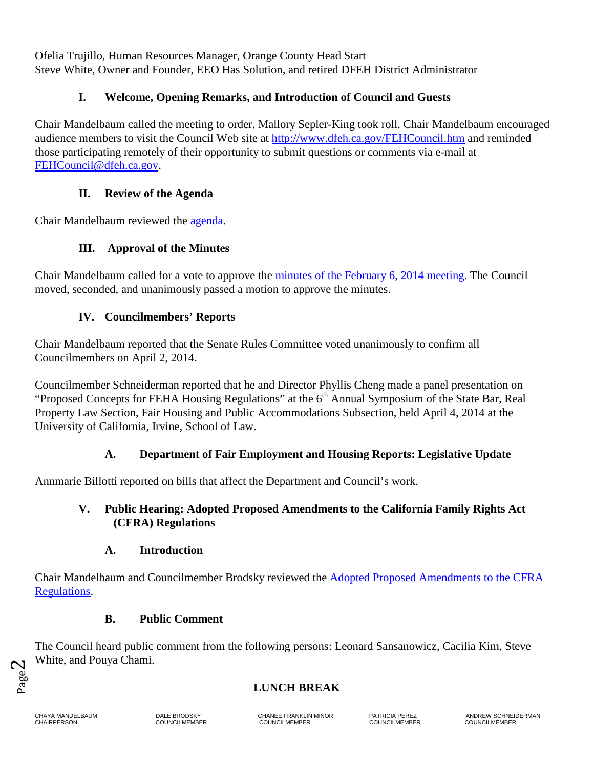Ofelia Trujillo, Human Resources Manager, Orange County Head Start
Steve White, Owner and Founder, EEO Has Solution, and retired DFEH District Administrator

## I. Welcome, Opening Remarks, and Introduction of Council and Guests

Chair Mandelbaum called the meeting to order. Mallory Sepler-King took roll. Chair Mandelbaum encouraged audience members to visit the Council Web site at http://www.dfeh.ca.gov/FEHCouncil.htm and reminded those participating remotely of their opportunity to submit questions or comments via e-mail at FEHCouncil@dfeh.ca.gov.

## II. Review of the Agenda

Chair Mandelbaum reviewed the agenda.

## III. Approval of the Minutes

Chair Mandelbaum called for a vote to approve the minutes of the February 6, 2014 meeting. The Council moved, seconded, and unanimously passed a motion to approve the minutes.

## IV. Councilmembers' Reports

Chair Mandelbaum reported that the Senate Rules Committee voted unanimously to confirm all Councilmembers on April 2, 2014.

Councilmember Schneiderman reported that he and Director Phyllis Cheng made a panel presentation on "Proposed Concepts for FEHA Housing Regulations" at the 6th Annual Symposium of the State Bar, Real Property Law Section, Fair Housing and Public Accommodations Subsection, held April 4, 2014 at the University of California, Irvine, School of Law.

### A. Department of Fair Employment and Housing Reports: Legislative Update

Annmarie Billotti reported on bills that affect the Department and Council's work.

## V. Public Hearing: Adopted Proposed Amendments to the California Family Rights Act (CFRA) Regulations

### A. Introduction

Chair Mandelbaum and Councilmember Brodsky reviewed the Adopted Proposed Amendments to the CFRA Regulations.

### B. Public Comment

The Council heard public comment from the following persons: Leonard Sansanowicz, Cacilia Kim, Steve White, and Pouya Chami.

**LUNCH BREAK**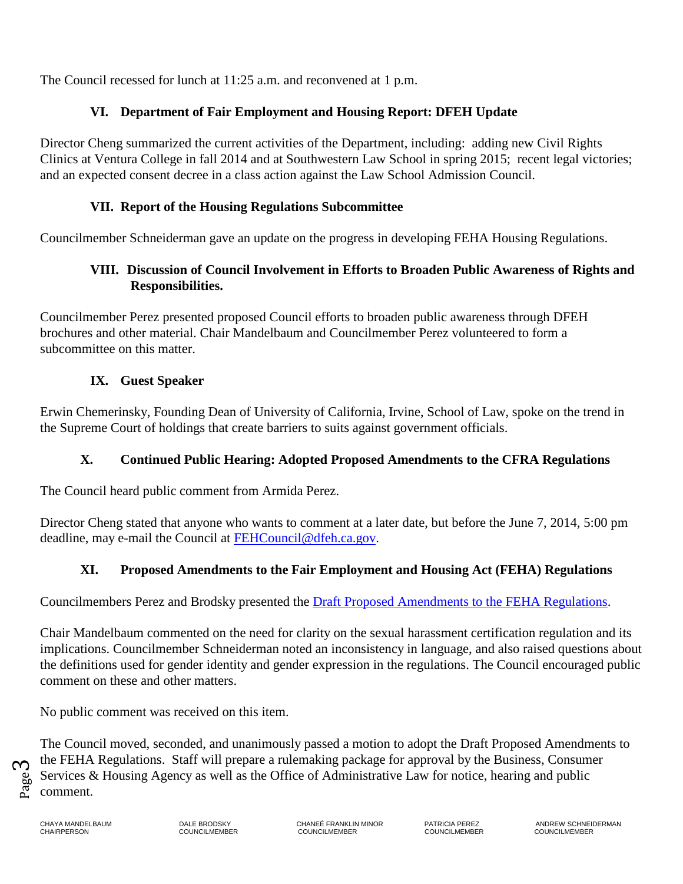The Council recessed for lunch at 11:25 a.m. and reconvened at 1 p.m.

## VI. Department of Fair Employment and Housing Report: DFEH Update

Director Cheng summarized the current activities of the Department, including: adding new Civil Rights Clinics at Ventura College in fall 2014 and at Southwestern Law School in spring 2015; recent legal victories; and an expected consent decree in a class action against the Law School Admission Council.

## VII. Report of the Housing Regulations Subcommittee

Councilmember Schneiderman gave an update on the progress in developing FEHA Housing Regulations.

## VIII. Discussion of Council Involvement in Efforts to Broaden Public Awareness of Rights and Responsibilities.

Councilmember Perez presented proposed Council efforts to broaden public awareness through DFEH brochures and other material. Chair Mandelbaum and Councilmember Perez volunteered to form a subcommittee on this matter.

## IX. Guest Speaker

Erwin Chemerinsky, Founding Dean of University of California, Irvine, School of Law, spoke on the trend in the Supreme Court of holdings that create barriers to suits against government officials.

## X. Continued Public Hearing: Adopted Proposed Amendments to the CFRA Regulations

The Council heard public comment from Armida Perez.

Director Cheng stated that anyone who wants to comment at a later date, but before the June 7, 2014, 5:00 pm deadline, may e-mail the Council at FEHCouncil@dfeh.ca.gov.

## XI. Proposed Amendments to the Fair Employment and Housing Act (FEHA) Regulations

Councilmembers Perez and Brodsky presented the Draft Proposed Amendments to the FEHA Regulations.

Chair Mandelbaum commented on the need for clarity on the sexual harassment certification regulation and its implications. Councilmember Schneiderman noted an inconsistency in language, and also raised questions about the definitions used for gender identity and gender expression in the regulations. The Council encouraged public comment on these and other matters.

No public comment was received on this item.

The Council moved, seconded, and unanimously passed a motion to adopt the Draft Proposed Amendments to the FEHA Regulations. Staff will prepare a rulemaking package for approval by the Business, Consumer Services & Housing Agency as well as the Office of Administrative Law for notice, hearing and public comment.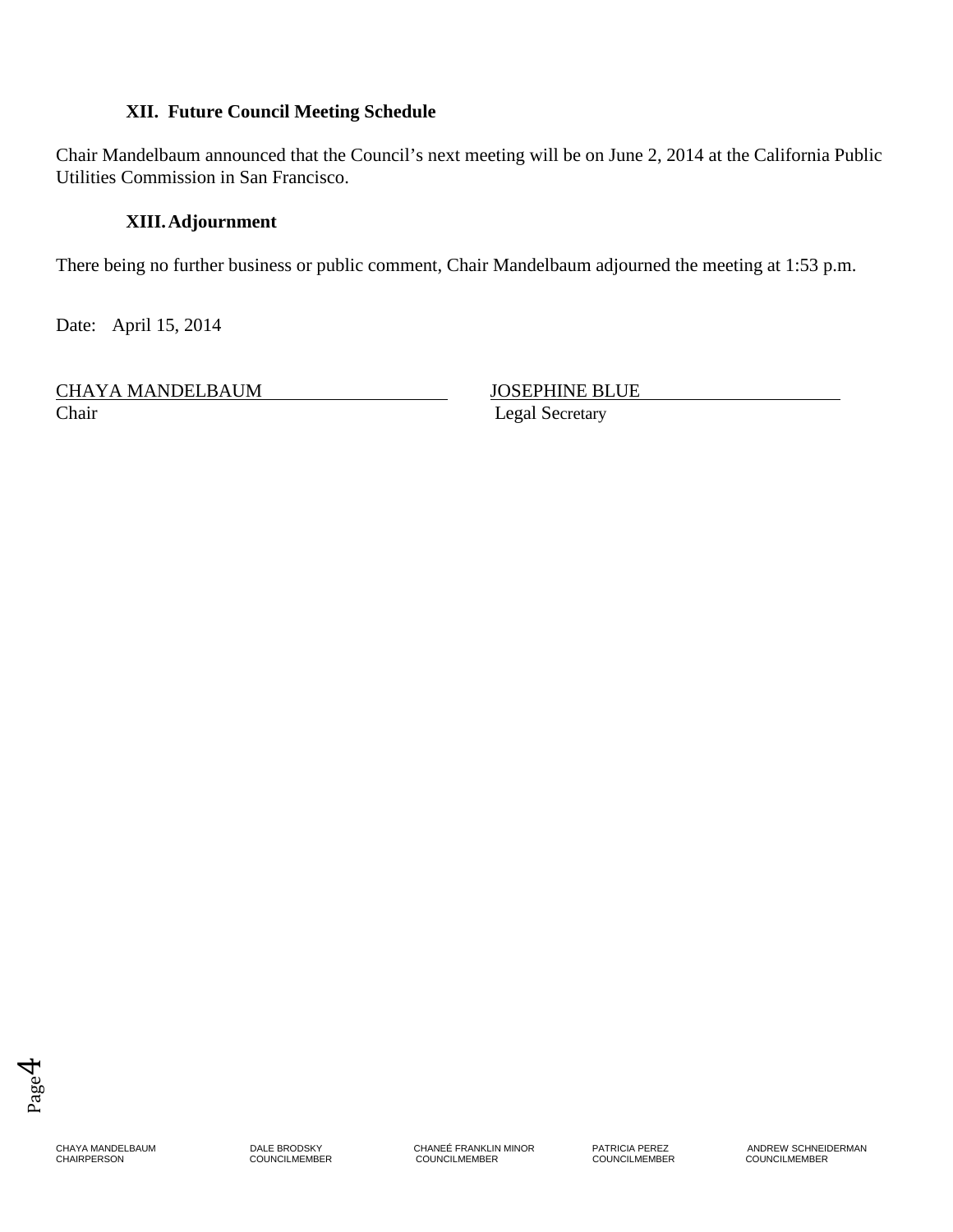### XII. Future Council Meeting Schedule

Chair Mandelbaum announced that the Council's next meeting will be on June 2, 2014 at the California Public Utilities Commission in San Francisco.

### XIII. Adjournment

There being no further business or public comment, Chair Mandelbaum adjourned the meeting at 1:53 p.m.

Date: April 15, 2014

| | |
|---|---|
| CHAYA MANDELBAUM | JOSEPHINE BLUE |
| Chair | Legal Secretary |